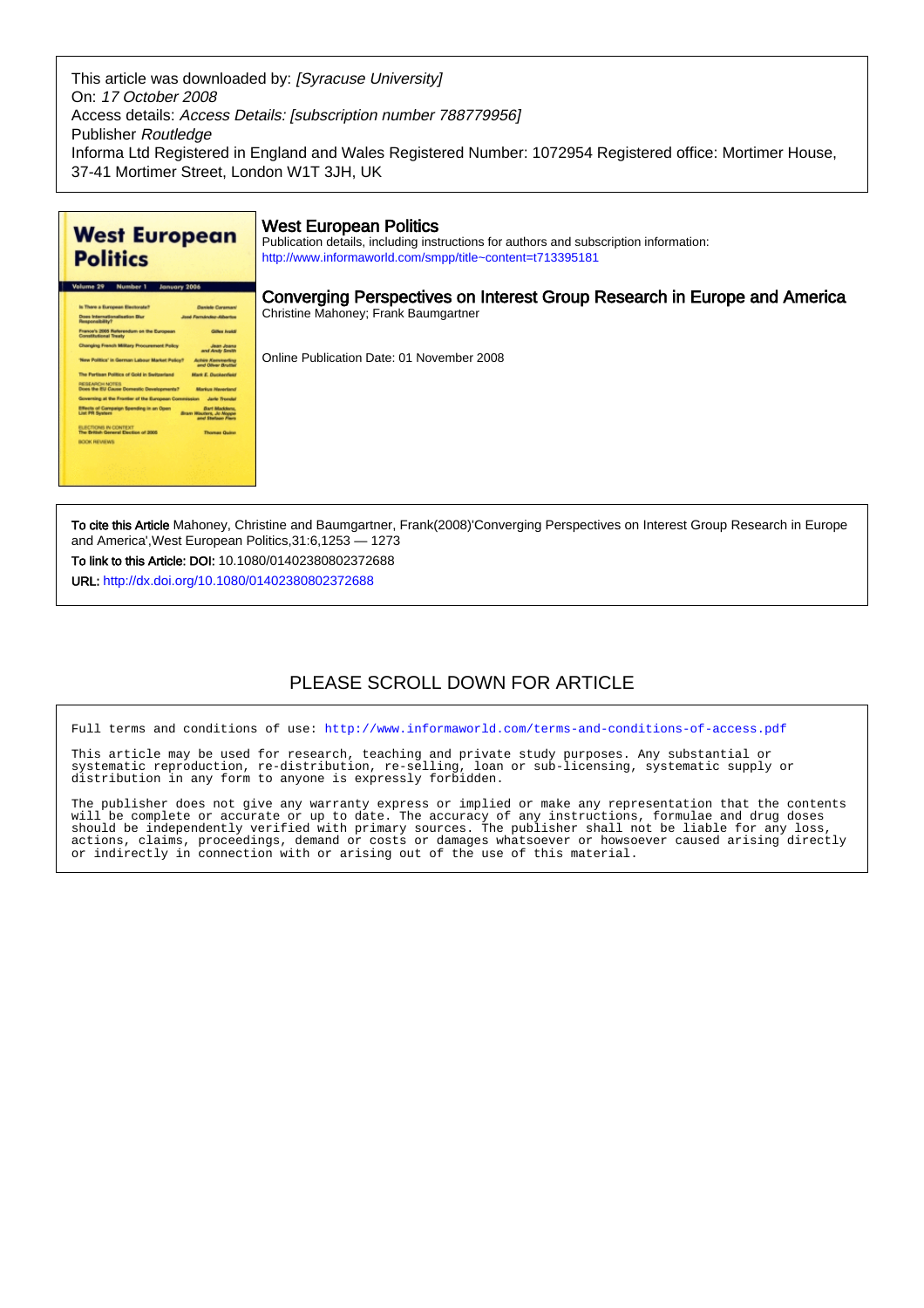This article was downloaded by: *[Syracuse University]*
On: *17 October 2008*
Access details: *Access Details: [subscription number 788779956]*
Publisher *Routledge*
Informa Ltd Registered in England and Wales Registered Number: 1072954 Registered office: Mortimer House, 37-41 Mortimer Street, London W1T 3JH, UK

# West European Politics

Publication details, including instructions for authors and subscription information:
http://www.informaworld.com/smpp/title~content=t713395181

## Converging Perspectives on Interest Group Research in Europe and America

Christine Mahoney; Frank Baumgartner

Online Publication Date: 01 November 2008

**To cite this Article** Mahoney, Christine and Baumgartner, Frank(2008)'Converging Perspectives on Interest Group Research in Europe and America',West European Politics,31:6,1253 — 1273

**To link to this Article: DOI:** 10.1080/01402380802372688

**URL:** http://dx.doi.org/10.1080/01402380802372688

PLEASE SCROLL DOWN FOR ARTICLE

Full terms and conditions of use: http://www.informaworld.com/terms-and-conditions-of-access.pdf

This article may be used for research, teaching and private study purposes. Any substantial or systematic reproduction, re-distribution, re-selling, loan or sub-licensing, systematic supply or distribution in any form to anyone is expressly forbidden.

The publisher does not give any warranty express or implied or make any representation that the contents will be complete or accurate or up to date. The accuracy of any instructions, formulae and drug doses should be independently verified with primary sources. The publisher shall not be liable for any loss, actions, claims, proceedings, demand or costs or damages whatsoever or howsoever caused arising directly or indirectly in connection with or arising out of the use of this material.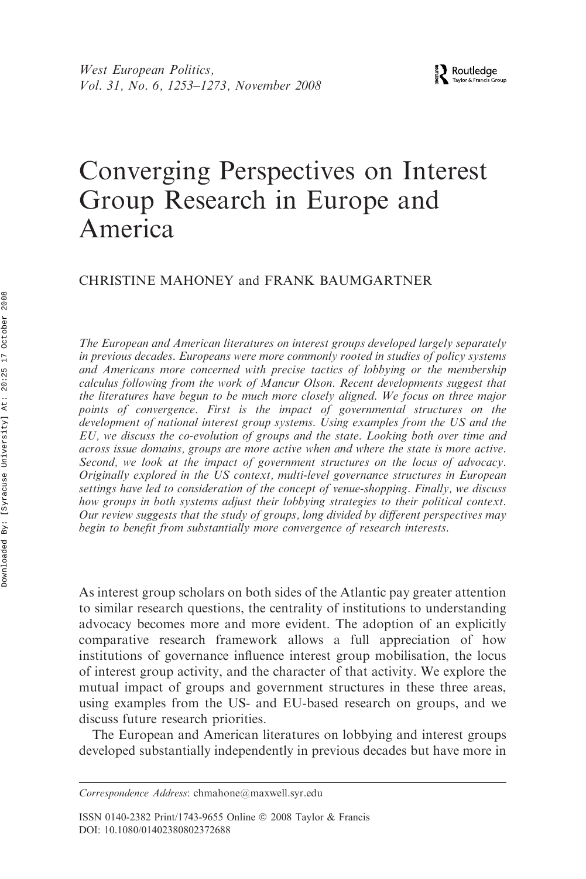# Converging Perspectives on Interest Group Research in Europe and America

CHRISTINE MAHONEY and FRANK BAUMGARTNER

*The European and American literatures on interest groups developed largely separately in previous decades. Europeans were more commonly rooted in studies of policy systems and Americans more concerned with precise tactics of lobbying or the membership calculus following from the work of Mancur Olson. Recent developments suggest that the literatures have begun to be much more closely aligned. We focus on three major points of convergence. First is the impact of governmental structures on the development of national interest group systems. Using examples from the US and the EU, we discuss the co-evolution of groups and the state. Looking both over time and across issue domains, groups are more active when and where the state is more active. Second, we look at the impact of government structures on the locus of advocacy. Originally explored in the US context, multi-level governance structures in European settings have led to consideration of the concept of venue-shopping. Finally, we discuss how groups in both systems adjust their lobbying strategies to their political context. Our review suggests that the study of groups, long divided by different perspectives may begin to benefit from substantially more convergence of research interests.*

As interest group scholars on both sides of the Atlantic pay greater attention to similar research questions, the centrality of institutions to understanding advocacy becomes more and more evident. The adoption of an explicitly comparative research framework allows a full appreciation of how institutions of governance influence interest group mobilisation, the locus of interest group activity, and the character of that activity. We explore the mutual impact of groups and government structures in these three areas, using examples from the US- and EU-based research on groups, and we discuss future research priorities.

The European and American literatures on lobbying and interest groups developed substantially independently in previous decades but have more in

*Correspondence Address*: chmahone@maxwell.syr.edu

ISSN 0140-2382 Print/1743-9655 Online © 2008 Taylor & Francis
DOI: 10.1080/01402380802372688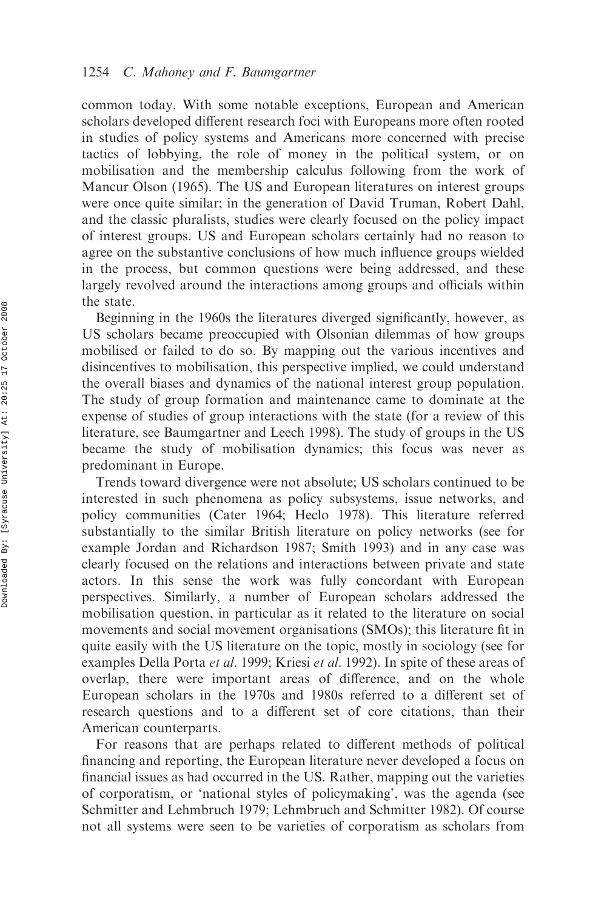common today. With some notable exceptions, European and American scholars developed different research foci with Europeans more often rooted in studies of policy systems and Americans more concerned with precise tactics of lobbying, the role of money in the political system, or on mobilisation and the membership calculus following from the work of Mancur Olson (1965). The US and European literatures on interest groups were once quite similar; in the generation of David Truman, Robert Dahl, and the classic pluralists, studies were clearly focused on the policy impact of interest groups. US and European scholars certainly had no reason to agree on the substantive conclusions of how much influence groups wielded in the process, but common questions were being addressed, and these largely revolved around the interactions among groups and officials within the state.

Beginning in the 1960s the literatures diverged significantly, however, as US scholars became preoccupied with Olsonian dilemmas of how groups mobilised or failed to do so. By mapping out the various incentives and disincentives to mobilisation, this perspective implied, we could understand the overall biases and dynamics of the national interest group population. The study of group formation and maintenance came to dominate at the expense of studies of group interactions with the state (for a review of this literature, see Baumgartner and Leech 1998). The study of groups in the US became the study of mobilisation dynamics; this focus was never as predominant in Europe.

Trends toward divergence were not absolute; US scholars continued to be interested in such phenomena as policy subsystems, issue networks, and policy communities (Cater 1964; Heclo 1978). This literature referred substantially to the similar British literature on policy networks (see for example Jordan and Richardson 1987; Smith 1993) and in any case was clearly focused on the relations and interactions between private and state actors. In this sense the work was fully concordant with European perspectives. Similarly, a number of European scholars addressed the mobilisation question, in particular as it related to the literature on social movements and social movement organisations (SMOs); this literature fit in quite easily with the US literature on the topic, mostly in sociology (see for examples Della Porta *et al*. 1999; Kriesi *et al*. 1992). In spite of these areas of overlap, there were important areas of difference, and on the whole European scholars in the 1970s and 1980s referred to a different set of research questions and to a different set of core citations, than their American counterparts.

For reasons that are perhaps related to different methods of political financing and reporting, the European literature never developed a focus on financial issues as had occurred in the US. Rather, mapping out the varieties of corporatism, or 'national styles of policymaking', was the agenda (see Schmitter and Lehmbruch 1979; Lehmbruch and Schmitter 1982). Of course not all systems were seen to be varieties of corporatism as scholars from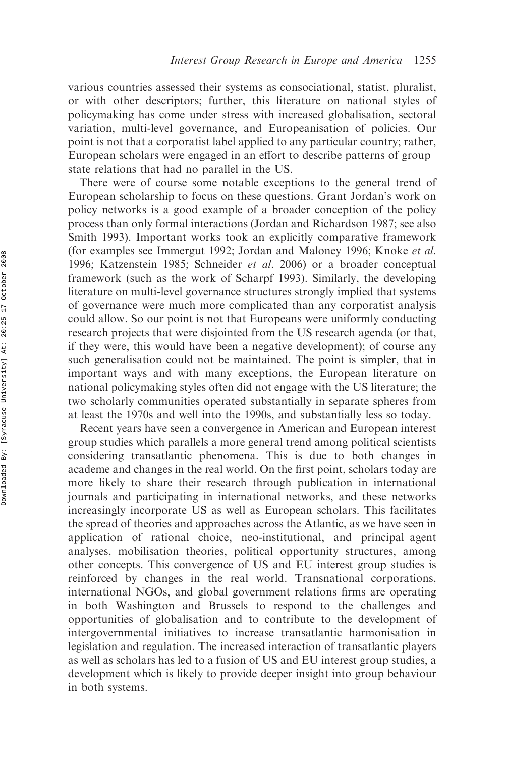various countries assessed their systems as consociational, statist, pluralist, or with other descriptors; further, this literature on national styles of policymaking has come under stress with increased globalisation, sectoral variation, multi-level governance, and Europeanisation of policies. Our point is not that a corporatist label applied to any particular country; rather, European scholars were engaged in an effort to describe patterns of group–state relations that had no parallel in the US.

There were of course some notable exceptions to the general trend of European scholarship to focus on these questions. Grant Jordan's work on policy networks is a good example of a broader conception of the policy process than only formal interactions (Jordan and Richardson 1987; see also Smith 1993). Important works took an explicitly comparative framework (for examples see Immergut 1992; Jordan and Maloney 1996; Knoke *et al.* 1996; Katzenstein 1985; Schneider *et al.* 2006) or a broader conceptual framework (such as the work of Scharpf 1993). Similarly, the developing literature on multi-level governance structures strongly implied that systems of governance were much more complicated than any corporatist analysis could allow. So our point is not that Europeans were uniformly conducting research projects that were disjointed from the US research agenda (or that, if they were, this would have been a negative development); of course any such generalisation could not be maintained. The point is simpler, that in important ways and with many exceptions, the European literature on national policymaking styles often did not engage with the US literature; the two scholarly communities operated substantially in separate spheres from at least the 1970s and well into the 1990s, and substantially less so today.

Recent years have seen a convergence in American and European interest group studies which parallels a more general trend among political scientists considering transatlantic phenomena. This is due to both changes in academe and changes in the real world. On the first point, scholars today are more likely to share their research through publication in international journals and participating in international networks, and these networks increasingly incorporate US as well as European scholars. This facilitates the spread of theories and approaches across the Atlantic, as we have seen in application of rational choice, neo-institutional, and principal–agent analyses, mobilisation theories, political opportunity structures, among other concepts. This convergence of US and EU interest group studies is reinforced by changes in the real world. Transnational corporations, international NGOs, and global government relations firms are operating in both Washington and Brussels to respond to the challenges and opportunities of globalisation and to contribute to the development of intergovernmental initiatives to increase transatlantic harmonisation in legislation and regulation. The increased interaction of transatlantic players as well as scholars has led to a fusion of US and EU interest group studies, a development which is likely to provide deeper insight into group behaviour in both systems.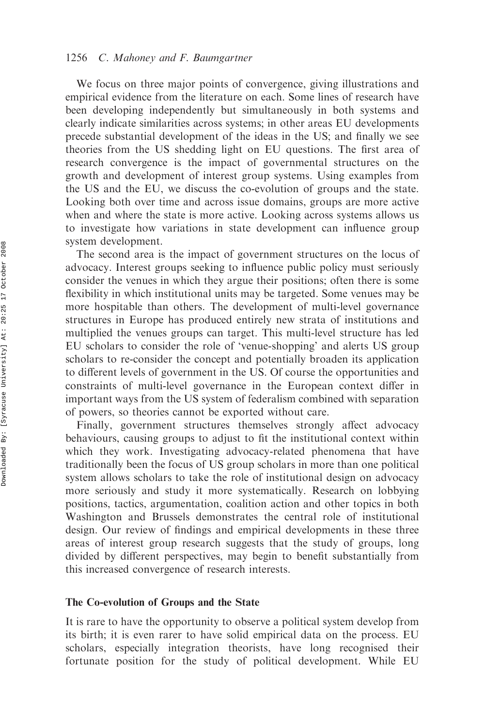We focus on three major points of convergence, giving illustrations and empirical evidence from the literature on each. Some lines of research have been developing independently but simultaneously in both systems and clearly indicate similarities across systems; in other areas EU developments precede substantial development of the ideas in the US; and finally we see theories from the US shedding light on EU questions. The first area of research convergence is the impact of governmental structures on the growth and development of interest group systems. Using examples from the US and the EU, we discuss the co-evolution of groups and the state. Looking both over time and across issue domains, groups are more active when and where the state is more active. Looking across systems allows us to investigate how variations in state development can influence group system development.

The second area is the impact of government structures on the locus of advocacy. Interest groups seeking to influence public policy must seriously consider the venues in which they argue their positions; often there is some flexibility in which institutional units may be targeted. Some venues may be more hospitable than others. The development of multi-level governance structures in Europe has produced entirely new strata of institutions and multiplied the venues groups can target. This multi-level structure has led EU scholars to consider the role of 'venue-shopping' and alerts US group scholars to re-consider the concept and potentially broaden its application to different levels of government in the US. Of course the opportunities and constraints of multi-level governance in the European context differ in important ways from the US system of federalism combined with separation of powers, so theories cannot be exported without care.

Finally, government structures themselves strongly affect advocacy behaviours, causing groups to adjust to fit the institutional context within which they work. Investigating advocacy-related phenomena that have traditionally been the focus of US group scholars in more than one political system allows scholars to take the role of institutional design on advocacy more seriously and study it more systematically. Research on lobbying positions, tactics, argumentation, coalition action and other topics in both Washington and Brussels demonstrates the central role of institutional design. Our review of findings and empirical developments in these three areas of interest group research suggests that the study of groups, long divided by different perspectives, may begin to benefit substantially from this increased convergence of research interests.

## The Co-evolution of Groups and the State

It is rare to have the opportunity to observe a political system develop from its birth; it is even rarer to have solid empirical data on the process. EU scholars, especially integration theorists, have long recognised their fortunate position for the study of political development. While EU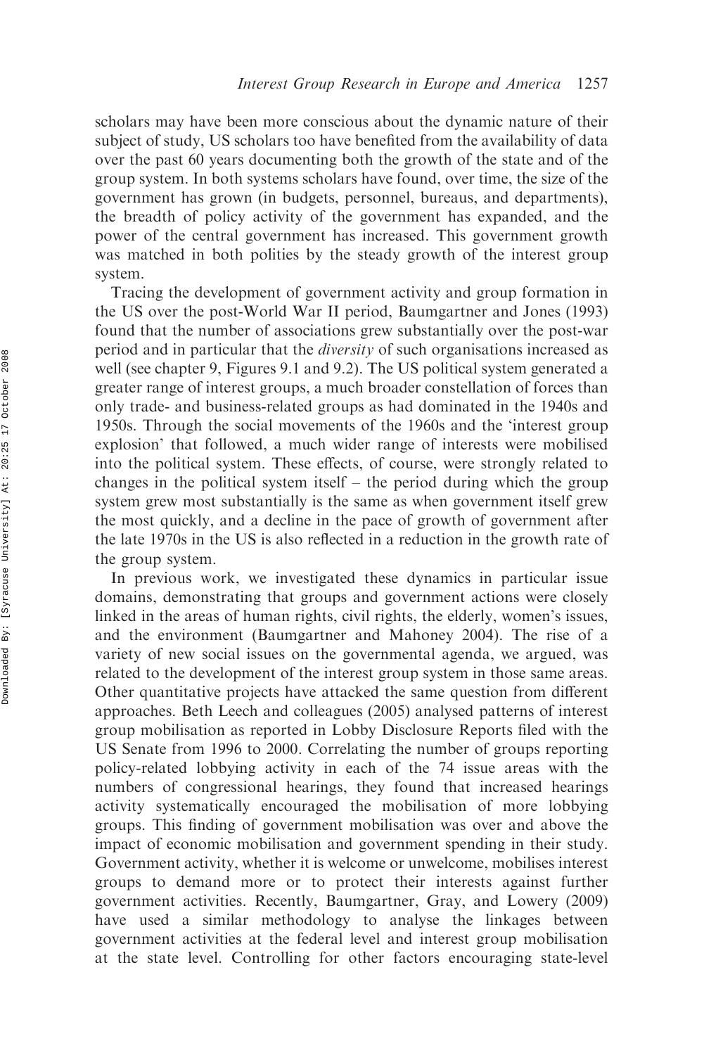scholars may have been more conscious about the dynamic nature of their subject of study, US scholars too have benefited from the availability of data over the past 60 years documenting both the growth of the state and of the group system. In both systems scholars have found, over time, the size of the government has grown (in budgets, personnel, bureaus, and departments), the breadth of policy activity of the government has expanded, and the power of the central government has increased. This government growth was matched in both polities by the steady growth of the interest group system.

Tracing the development of government activity and group formation in the US over the post-World War II period, Baumgartner and Jones (1993) found that the number of associations grew substantially over the post-war period and in particular that the *diversity* of such organisations increased as well (see chapter 9, Figures 9.1 and 9.2). The US political system generated a greater range of interest groups, a much broader constellation of forces than only trade- and business-related groups as had dominated in the 1940s and 1950s. Through the social movements of the 1960s and the 'interest group explosion' that followed, a much wider range of interests were mobilised into the political system. These effects, of course, were strongly related to changes in the political system itself – the period during which the group system grew most substantially is the same as when government itself grew the most quickly, and a decline in the pace of growth of government after the late 1970s in the US is also reflected in a reduction in the growth rate of the group system.

In previous work, we investigated these dynamics in particular issue domains, demonstrating that groups and government actions were closely linked in the areas of human rights, civil rights, the elderly, women's issues, and the environment (Baumgartner and Mahoney 2004). The rise of a variety of new social issues on the governmental agenda, we argued, was related to the development of the interest group system in those same areas. Other quantitative projects have attacked the same question from different approaches. Beth Leech and colleagues (2005) analysed patterns of interest group mobilisation as reported in Lobby Disclosure Reports filed with the US Senate from 1996 to 2000. Correlating the number of groups reporting policy-related lobbying activity in each of the 74 issue areas with the numbers of congressional hearings, they found that increased hearings activity systematically encouraged the mobilisation of more lobbying groups. This finding of government mobilisation was over and above the impact of economic mobilisation and government spending in their study. Government activity, whether it is welcome or unwelcome, mobilises interest groups to demand more or to protect their interests against further government activities. Recently, Baumgartner, Gray, and Lowery (2009) have used a similar methodology to analyse the linkages between government activities at the federal level and interest group mobilisation at the state level. Controlling for other factors encouraging state-level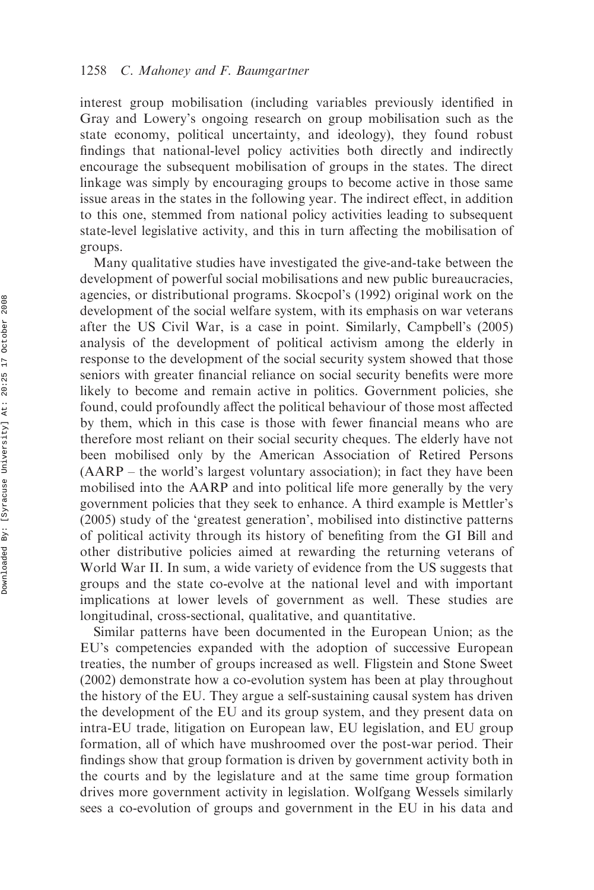interest group mobilisation (including variables previously identified in Gray and Lowery's ongoing research on group mobilisation such as the state economy, political uncertainty, and ideology), they found robust findings that national-level policy activities both directly and indirectly encourage the subsequent mobilisation of groups in the states. The direct linkage was simply by encouraging groups to become active in those same issue areas in the states in the following year. The indirect effect, in addition to this one, stemmed from national policy activities leading to subsequent state-level legislative activity, and this in turn affecting the mobilisation of groups.

Many qualitative studies have investigated the give-and-take between the development of powerful social mobilisations and new public bureaucracies, agencies, or distributional programs. Skocpol's (1992) original work on the development of the social welfare system, with its emphasis on war veterans after the US Civil War, is a case in point. Similarly, Campbell's (2005) analysis of the development of political activism among the elderly in response to the development of the social security system showed that those seniors with greater financial reliance on social security benefits were more likely to become and remain active in politics. Government policies, she found, could profoundly affect the political behaviour of those most affected by them, which in this case is those with fewer financial means who are therefore most reliant on their social security cheques. The elderly have not been mobilised only by the American Association of Retired Persons (AARP – the world's largest voluntary association); in fact they have been mobilised into the AARP and into political life more generally by the very government policies that they seek to enhance. A third example is Mettler's (2005) study of the 'greatest generation', mobilised into distinctive patterns of political activity through its history of benefiting from the GI Bill and other distributive policies aimed at rewarding the returning veterans of World War II. In sum, a wide variety of evidence from the US suggests that groups and the state co-evolve at the national level and with important implications at lower levels of government as well. These studies are longitudinal, cross-sectional, qualitative, and quantitative.

Similar patterns have been documented in the European Union; as the EU's competencies expanded with the adoption of successive European treaties, the number of groups increased as well. Fligstein and Stone Sweet (2002) demonstrate how a co-evolution system has been at play throughout the history of the EU. They argue a self-sustaining causal system has driven the development of the EU and its group system, and they present data on intra-EU trade, litigation on European law, EU legislation, and EU group formation, all of which have mushroomed over the post-war period. Their findings show that group formation is driven by government activity both in the courts and by the legislature and at the same time group formation drives more government activity in legislation. Wolfgang Wessels similarly sees a co-evolution of groups and government in the EU in his data and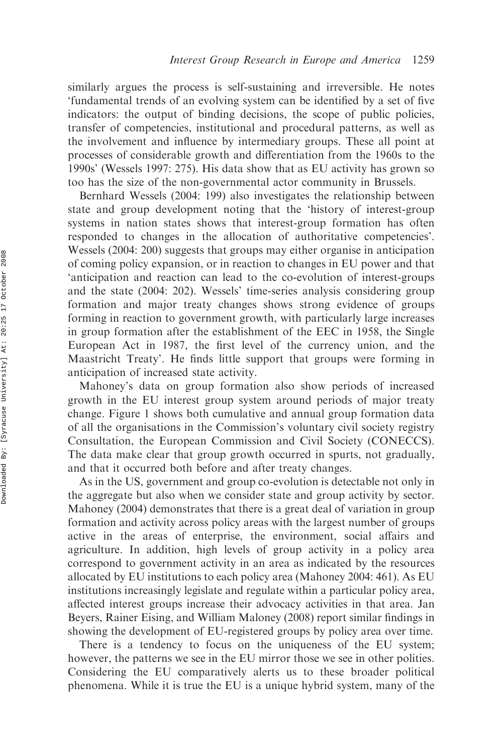similarly argues the process is self-sustaining and irreversible. He notes 'fundamental trends of an evolving system can be identified by a set of five indicators: the output of binding decisions, the scope of public policies, transfer of competencies, institutional and procedural patterns, as well as the involvement and influence by intermediary groups. These all point at processes of considerable growth and differentiation from the 1960s to the 1990s' (Wessels 1997: 275). His data show that as EU activity has grown so too has the size of the non-governmental actor community in Brussels.

Bernhard Wessels (2004: 199) also investigates the relationship between state and group development noting that the 'history of interest-group systems in nation states shows that interest-group formation has often responded to changes in the allocation of authoritative competencies'. Wessels (2004: 200) suggests that groups may either organise in anticipation of coming policy expansion, or in reaction to changes in EU power and that 'anticipation and reaction can lead to the co-evolution of interest-groups and the state (2004: 202). Wessels' time-series analysis considering group formation and major treaty changes shows strong evidence of groups forming in reaction to government growth, with particularly large increases in group formation after the establishment of the EEC in 1958, the Single European Act in 1987, the first level of the currency union, and the Maastricht Treaty'. He finds little support that groups were forming in anticipation of increased state activity.

Mahoney's data on group formation also show periods of increased growth in the EU interest group system around periods of major treaty change. Figure 1 shows both cumulative and annual group formation data of all the organisations in the Commission's voluntary civil society registry Consultation, the European Commission and Civil Society (CONECCS). The data make clear that group growth occurred in spurts, not gradually, and that it occurred both before and after treaty changes.

As in the US, government and group co-evolution is detectable not only in the aggregate but also when we consider state and group activity by sector. Mahoney (2004) demonstrates that there is a great deal of variation in group formation and activity across policy areas with the largest number of groups active in the areas of enterprise, the environment, social affairs and agriculture. In addition, high levels of group activity in a policy area correspond to government activity in an area as indicated by the resources allocated by EU institutions to each policy area (Mahoney 2004: 461). As EU institutions increasingly legislate and regulate within a particular policy area, affected interest groups increase their advocacy activities in that area. Jan Beyers, Rainer Eising, and William Maloney (2008) report similar findings in showing the development of EU-registered groups by policy area over time.

There is a tendency to focus on the uniqueness of the EU system; however, the patterns we see in the EU mirror those we see in other polities. Considering the EU comparatively alerts us to these broader political phenomena. While it is true the EU is a unique hybrid system, many of the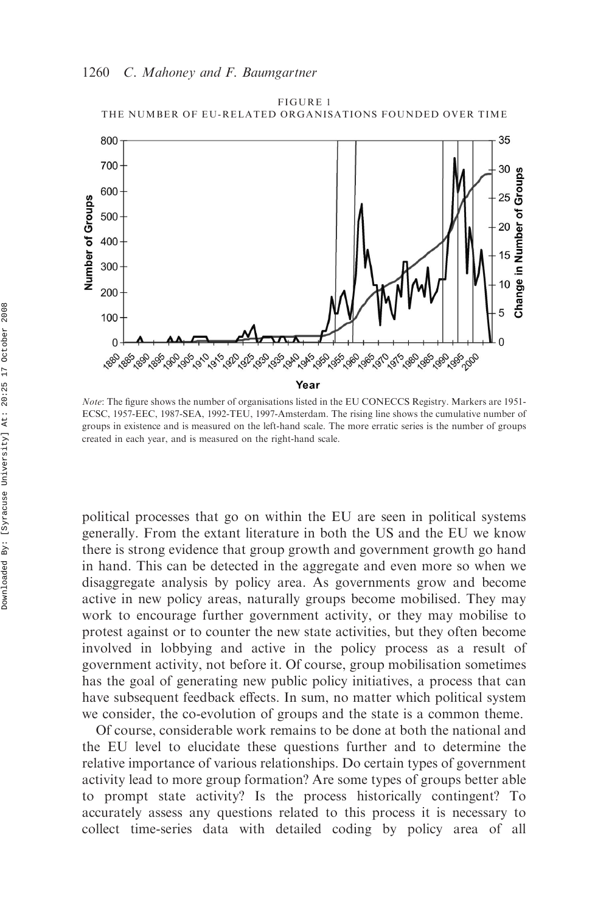FIGURE 1

THE NUMBER OF EU-RELATED ORGANISATIONS FOUNDED OVER TIME

*Note*: The figure shows the number of organisations listed in the EU CONECCS Registry. Markers are 1951-ECSC, 1957-EEC, 1987-SEA, 1992-TEU, 1997-Amsterdam. The rising line shows the cumulative number of groups in existence and is measured on the left-hand scale. The more erratic series is the number of groups created in each year, and is measured on the right-hand scale.

political processes that go on within the EU are seen in political systems generally. From the extant literature in both the US and the EU we know there is strong evidence that group growth and government growth go hand in hand. This can be detected in the aggregate and even more so when we disaggregate analysis by policy area. As governments grow and become active in new policy areas, naturally groups become mobilised. They may work to encourage further government activity, or they may mobilise to protest against or to counter the new state activities, but they often become involved in lobbying and active in the policy process as a result of government activity, not before it. Of course, group mobilisation sometimes has the goal of generating new public policy initiatives, a process that can have subsequent feedback effects. In sum, no matter which political system we consider, the co-evolution of groups and the state is a common theme.

Of course, considerable work remains to be done at both the national and the EU level to elucidate these questions further and to determine the relative importance of various relationships. Do certain types of government activity lead to more group formation? Are some types of groups better able to prompt state activity? Is the process historically contingent? To accurately assess any questions related to this process it is necessary to collect time-series data with detailed coding by policy area of all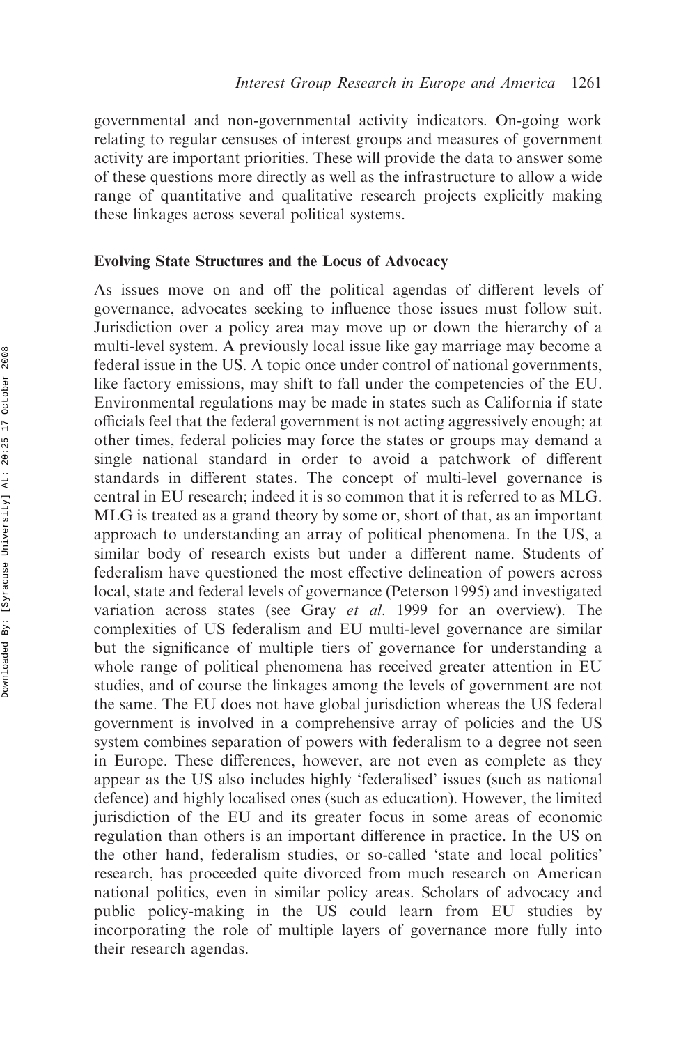governmental and non-governmental activity indicators. On-going work relating to regular censuses of interest groups and measures of government activity are important priorities. These will provide the data to answer some of these questions more directly as well as the infrastructure to allow a wide range of quantitative and qualitative research projects explicitly making these linkages across several political systems.

### Evolving State Structures and the Locus of Advocacy

As issues move on and off the political agendas of different levels of governance, advocates seeking to influence those issues must follow suit. Jurisdiction over a policy area may move up or down the hierarchy of a multi-level system. A previously local issue like gay marriage may become a federal issue in the US. A topic once under control of national governments, like factory emissions, may shift to fall under the competencies of the EU. Environmental regulations may be made in states such as California if state officials feel that the federal government is not acting aggressively enough; at other times, federal policies may force the states or groups may demand a single national standard in order to avoid a patchwork of different standards in different states. The concept of multi-level governance is central in EU research; indeed it is so common that it is referred to as MLG. MLG is treated as a grand theory by some or, short of that, as an important approach to understanding an array of political phenomena. In the US, a similar body of research exists but under a different name. Students of federalism have questioned the most effective delineation of powers across local, state and federal levels of governance (Peterson 1995) and investigated variation across states (see Gray *et al.* 1999 for an overview). The complexities of US federalism and EU multi-level governance are similar but the significance of multiple tiers of governance for understanding a whole range of political phenomena has received greater attention in EU studies, and of course the linkages among the levels of government are not the same. The EU does not have global jurisdiction whereas the US federal government is involved in a comprehensive array of policies and the US system combines separation of powers with federalism to a degree not seen in Europe. These differences, however, are not even as complete as they appear as the US also includes highly 'federalised' issues (such as national defence) and highly localised ones (such as education). However, the limited jurisdiction of the EU and its greater focus in some areas of economic regulation than others is an important difference in practice. In the US on the other hand, federalism studies, or so-called 'state and local politics' research, has proceeded quite divorced from much research on American national politics, even in similar policy areas. Scholars of advocacy and public policy-making in the US could learn from EU studies by incorporating the role of multiple layers of governance more fully into their research agendas.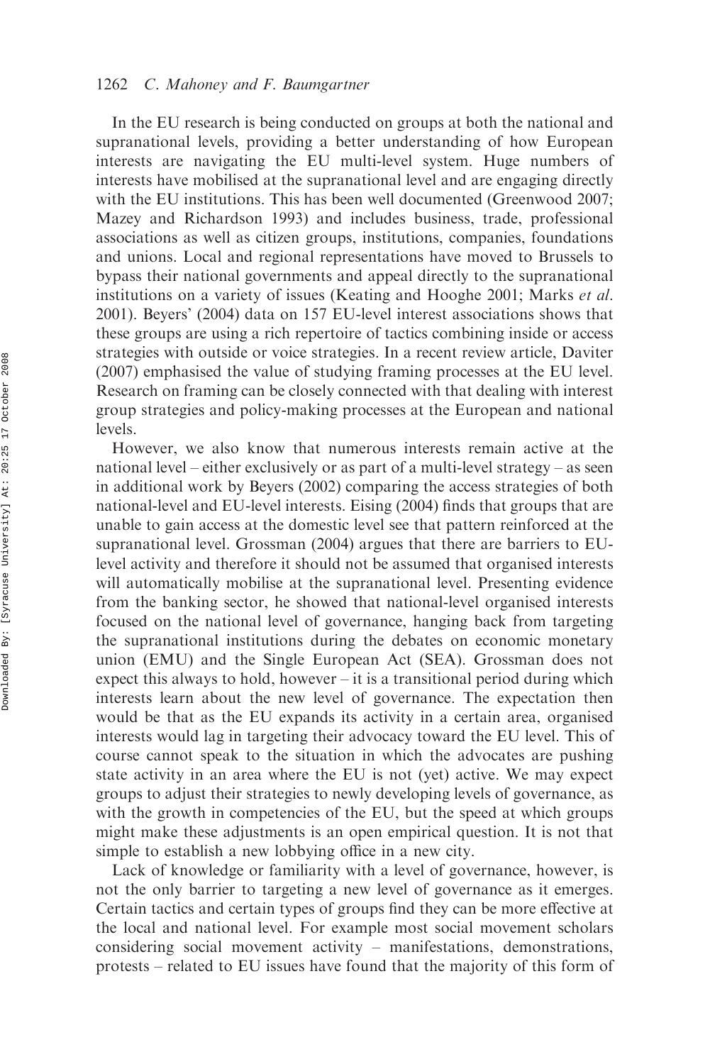In the EU research is being conducted on groups at both the national and supranational levels, providing a better understanding of how European interests are navigating the EU multi-level system. Huge numbers of interests have mobilised at the supranational level and are engaging directly with the EU institutions. This has been well documented (Greenwood 2007; Mazey and Richardson 1993) and includes business, trade, professional associations as well as citizen groups, institutions, companies, foundations and unions. Local and regional representations have moved to Brussels to bypass their national governments and appeal directly to the supranational institutions on a variety of issues (Keating and Hooghe 2001; Marks *et al.* 2001). Beyers' (2004) data on 157 EU-level interest associations shows that these groups are using a rich repertoire of tactics combining inside or access strategies with outside or voice strategies. In a recent review article, Daviter (2007) emphasised the value of studying framing processes at the EU level. Research on framing can be closely connected with that dealing with interest group strategies and policy-making processes at the European and national levels.

However, we also know that numerous interests remain active at the national level – either exclusively or as part of a multi-level strategy – as seen in additional work by Beyers (2002) comparing the access strategies of both national-level and EU-level interests. Eising (2004) finds that groups that are unable to gain access at the domestic level see that pattern reinforced at the supranational level. Grossman (2004) argues that there are barriers to EU-level activity and therefore it should not be assumed that organised interests will automatically mobilise at the supranational level. Presenting evidence from the banking sector, he showed that national-level organised interests focused on the national level of governance, hanging back from targeting the supranational institutions during the debates on economic monetary union (EMU) and the Single European Act (SEA). Grossman does not expect this always to hold, however – it is a transitional period during which interests learn about the new level of governance. The expectation then would be that as the EU expands its activity in a certain area, organised interests would lag in targeting their advocacy toward the EU level. This of course cannot speak to the situation in which the advocates are pushing state activity in an area where the EU is not (yet) active. We may expect groups to adjust their strategies to newly developing levels of governance, as with the growth in competencies of the EU, but the speed at which groups might make these adjustments is an open empirical question. It is not that simple to establish a new lobbying office in a new city.

Lack of knowledge or familiarity with a level of governance, however, is not the only barrier to targeting a new level of governance as it emerges. Certain tactics and certain types of groups find they can be more effective at the local and national level. For example most social movement scholars considering social movement activity – manifestations, demonstrations, protests – related to EU issues have found that the majority of this form of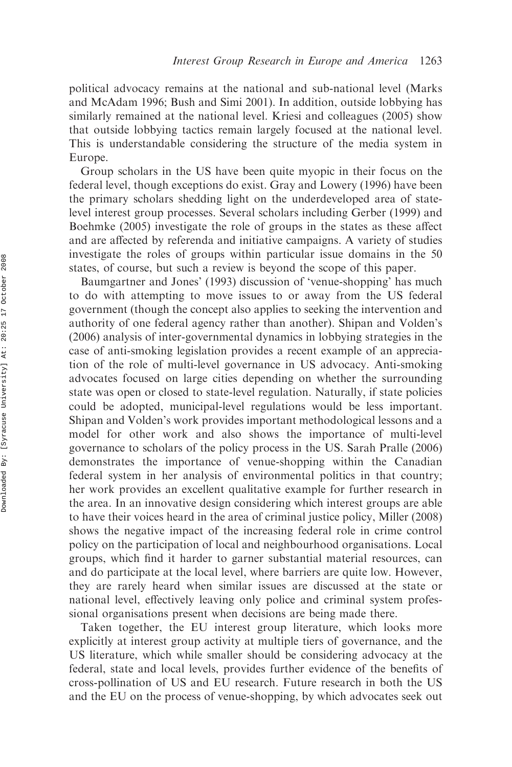political advocacy remains at the national and sub-national level (Marks and McAdam 1996; Bush and Simi 2001). In addition, outside lobbying has similarly remained at the national level. Kriesi and colleagues (2005) show that outside lobbying tactics remain largely focused at the national level. This is understandable considering the structure of the media system in Europe.

Group scholars in the US have been quite myopic in their focus on the federal level, though exceptions do exist. Gray and Lowery (1996) have been the primary scholars shedding light on the underdeveloped area of state-level interest group processes. Several scholars including Gerber (1999) and Boehmke (2005) investigate the role of groups in the states as these affect and are affected by referenda and initiative campaigns. A variety of studies investigate the roles of groups within particular issue domains in the 50 states, of course, but such a review is beyond the scope of this paper.

Baumgartner and Jones' (1993) discussion of 'venue-shopping' has much to do with attempting to move issues to or away from the US federal government (though the concept also applies to seeking the intervention and authority of one federal agency rather than another). Shipan and Volden's (2006) analysis of inter-governmental dynamics in lobbying strategies in the case of anti-smoking legislation provides a recent example of an appreciation of the role of multi-level governance in US advocacy. Anti-smoking advocates focused on large cities depending on whether the surrounding state was open or closed to state-level regulation. Naturally, if state policies could be adopted, municipal-level regulations would be less important. Shipan and Volden's work provides important methodological lessons and a model for other work and also shows the importance of multi-level governance to scholars of the policy process in the US. Sarah Pralle (2006) demonstrates the importance of venue-shopping within the Canadian federal system in her analysis of environmental politics in that country; her work provides an excellent qualitative example for further research in the area. In an innovative design considering which interest groups are able to have their voices heard in the area of criminal justice policy, Miller (2008) shows the negative impact of the increasing federal role in crime control policy on the participation of local and neighbourhood organisations. Local groups, which find it harder to garner substantial material resources, can and do participate at the local level, where barriers are quite low. However, they are rarely heard when similar issues are discussed at the state or national level, effectively leaving only police and criminal system professional organisations present when decisions are being made there.

Taken together, the EU interest group literature, which looks more explicitly at interest group activity at multiple tiers of governance, and the US literature, which while smaller should be considering advocacy at the federal, state and local levels, provides further evidence of the benefits of cross-pollination of US and EU research. Future research in both the US and the EU on the process of venue-shopping, by which advocates seek out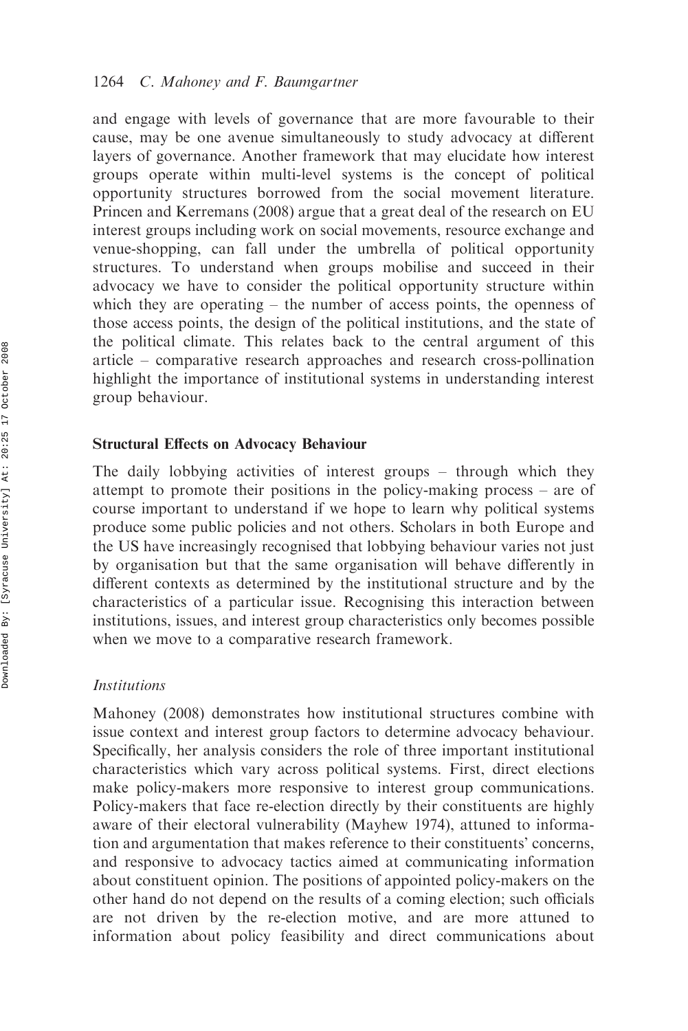and engage with levels of governance that are more favourable to their cause, may be one avenue simultaneously to study advocacy at different layers of governance. Another framework that may elucidate how interest groups operate within multi-level systems is the concept of political opportunity structures borrowed from the social movement literature. Princen and Kerremans (2008) argue that a great deal of the research on EU interest groups including work on social movements, resource exchange and venue-shopping, can fall under the umbrella of political opportunity structures. To understand when groups mobilise and succeed in their advocacy we have to consider the political opportunity structure within which they are operating – the number of access points, the openness of those access points, the design of the political institutions, and the state of the political climate. This relates back to the central argument of this article – comparative research approaches and research cross-pollination highlight the importance of institutional systems in understanding interest group behaviour.

## Structural Effects on Advocacy Behaviour

The daily lobbying activities of interest groups – through which they attempt to promote their positions in the policy-making process – are of course important to understand if we hope to learn why political systems produce some public policies and not others. Scholars in both Europe and the US have increasingly recognised that lobbying behaviour varies not just by organisation but that the same organisation will behave differently in different contexts as determined by the institutional structure and by the characteristics of a particular issue. Recognising this interaction between institutions, issues, and interest group characteristics only becomes possible when we move to a comparative research framework.

### *Institutions*

Mahoney (2008) demonstrates how institutional structures combine with issue context and interest group factors to determine advocacy behaviour. Specifically, her analysis considers the role of three important institutional characteristics which vary across political systems. First, direct elections make policy-makers more responsive to interest group communications. Policy-makers that face re-election directly by their constituents are highly aware of their electoral vulnerability (Mayhew 1974), attuned to information and argumentation that makes reference to their constituents' concerns, and responsive to advocacy tactics aimed at communicating information about constituent opinion. The positions of appointed policy-makers on the other hand do not depend on the results of a coming election; such officials are not driven by the re-election motive, and are more attuned to information about policy feasibility and direct communications about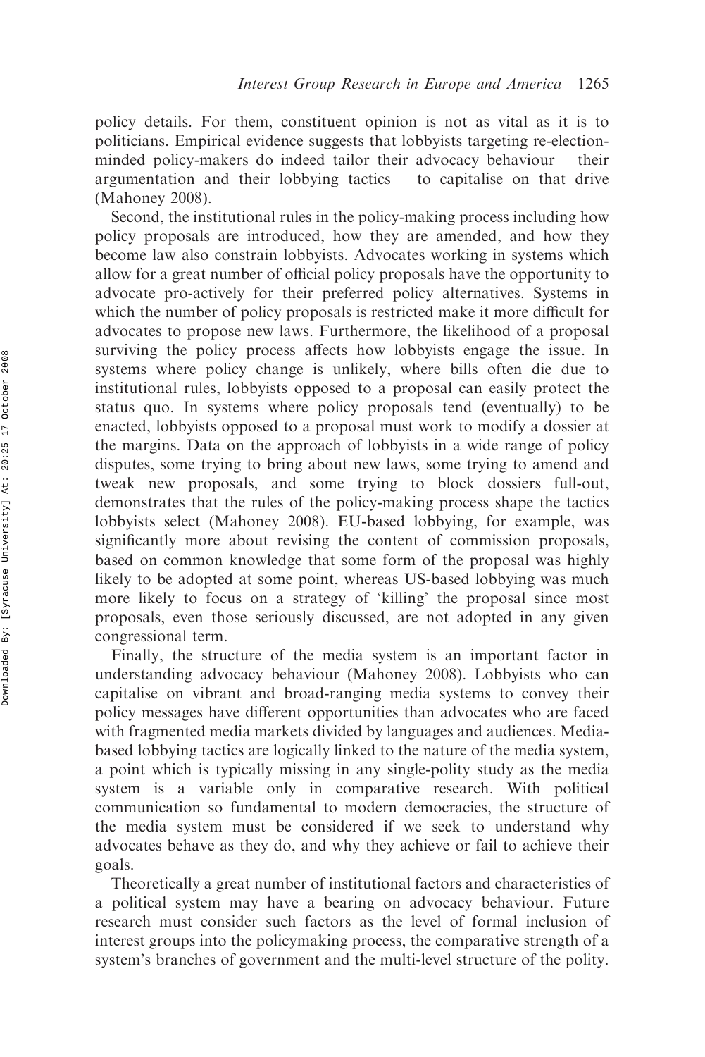policy details. For them, constituent opinion is not as vital as it is to politicians. Empirical evidence suggests that lobbyists targeting re-election-minded policy-makers do indeed tailor their advocacy behaviour – their argumentation and their lobbying tactics – to capitalise on that drive (Mahoney 2008).

Second, the institutional rules in the policy-making process including how policy proposals are introduced, how they are amended, and how they become law also constrain lobbyists. Advocates working in systems which allow for a great number of official policy proposals have the opportunity to advocate pro-actively for their preferred policy alternatives. Systems in which the number of policy proposals is restricted make it more difficult for advocates to propose new laws. Furthermore, the likelihood of a proposal surviving the policy process affects how lobbyists engage the issue. In systems where policy change is unlikely, where bills often die due to institutional rules, lobbyists opposed to a proposal can easily protect the status quo. In systems where policy proposals tend (eventually) to be enacted, lobbyists opposed to a proposal must work to modify a dossier at the margins. Data on the approach of lobbyists in a wide range of policy disputes, some trying to bring about new laws, some trying to amend and tweak new proposals, and some trying to block dossiers full-out, demonstrates that the rules of the policy-making process shape the tactics lobbyists select (Mahoney 2008). EU-based lobbying, for example, was significantly more about revising the content of commission proposals, based on common knowledge that some form of the proposal was highly likely to be adopted at some point, whereas US-based lobbying was much more likely to focus on a strategy of 'killing' the proposal since most proposals, even those seriously discussed, are not adopted in any given congressional term.

Finally, the structure of the media system is an important factor in understanding advocacy behaviour (Mahoney 2008). Lobbyists who can capitalise on vibrant and broad-ranging media systems to convey their policy messages have different opportunities than advocates who are faced with fragmented media markets divided by languages and audiences. Media-based lobbying tactics are logically linked to the nature of the media system, a point which is typically missing in any single-polity study as the media system is a variable only in comparative research. With political communication so fundamental to modern democracies, the structure of the media system must be considered if we seek to understand why advocates behave as they do, and why they achieve or fail to achieve their goals.

Theoretically a great number of institutional factors and characteristics of a political system may have a bearing on advocacy behaviour. Future research must consider such factors as the level of formal inclusion of interest groups into the policymaking process, the comparative strength of a system's branches of government and the multi-level structure of the polity.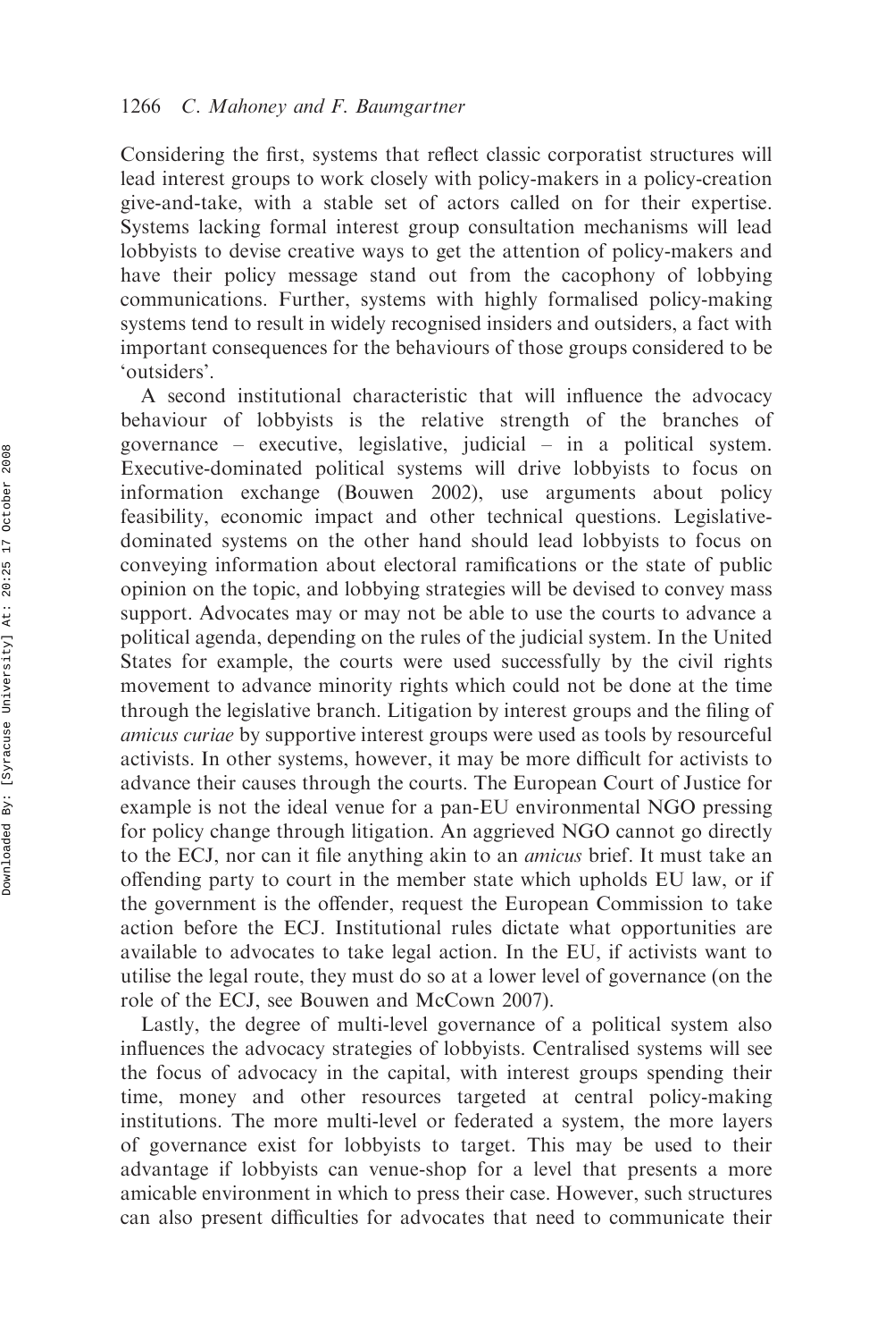Considering the first, systems that reflect classic corporatist structures will lead interest groups to work closely with policy-makers in a policy-creation give-and-take, with a stable set of actors called on for their expertise. Systems lacking formal interest group consultation mechanisms will lead lobbyists to devise creative ways to get the attention of policy-makers and have their policy message stand out from the cacophony of lobbying communications. Further, systems with highly formalised policy-making systems tend to result in widely recognised insiders and outsiders, a fact with important consequences for the behaviours of those groups considered to be 'outsiders'.

A second institutional characteristic that will influence the advocacy behaviour of lobbyists is the relative strength of the branches of governance – executive, legislative, judicial – in a political system. Executive-dominated political systems will drive lobbyists to focus on information exchange (Bouwen 2002), use arguments about policy feasibility, economic impact and other technical questions. Legislative-dominated systems on the other hand should lead lobbyists to focus on conveying information about electoral ramifications or the state of public opinion on the topic, and lobbying strategies will be devised to convey mass support. Advocates may or may not be able to use the courts to advance a political agenda, depending on the rules of the judicial system. In the United States for example, the courts were used successfully by the civil rights movement to advance minority rights which could not be done at the time through the legislative branch. Litigation by interest groups and the filing of *amicus curiae* by supportive interest groups were used as tools by resourceful activists. In other systems, however, it may be more difficult for activists to advance their causes through the courts. The European Court of Justice for example is not the ideal venue for a pan-EU environmental NGO pressing for policy change through litigation. An aggrieved NGO cannot go directly to the ECJ, nor can it file anything akin to an *amicus* brief. It must take an offending party to court in the member state which upholds EU law, or if the government is the offender, request the European Commission to take action before the ECJ. Institutional rules dictate what opportunities are available to advocates to take legal action. In the EU, if activists want to utilise the legal route, they must do so at a lower level of governance (on the role of the ECJ, see Bouwen and McCown 2007).

Lastly, the degree of multi-level governance of a political system also influences the advocacy strategies of lobbyists. Centralised systems will see the focus of advocacy in the capital, with interest groups spending their time, money and other resources targeted at central policy-making institutions. The more multi-level or federated a system, the more layers of governance exist for lobbyists to target. This may be used to their advantage if lobbyists can venue-shop for a level that presents a more amicable environment in which to press their case. However, such structures can also present difficulties for advocates that need to communicate their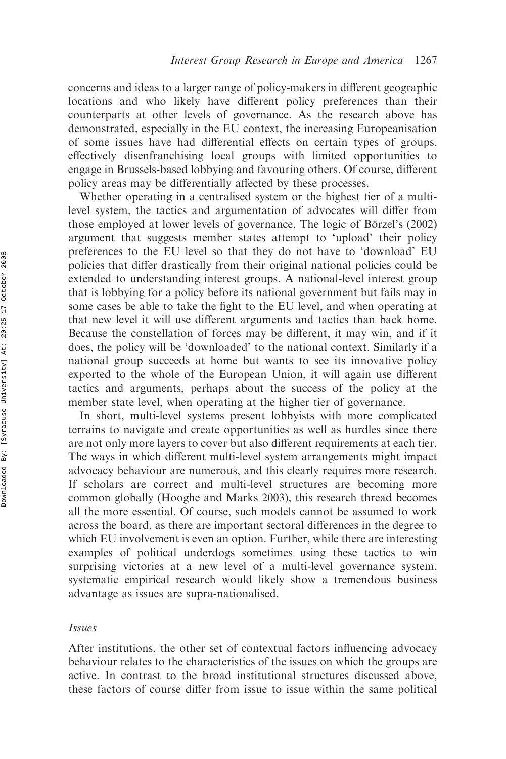concerns and ideas to a larger range of policy-makers in different geographic locations and who likely have different policy preferences than their counterparts at other levels of governance. As the research above has demonstrated, especially in the EU context, the increasing Europeanisation of some issues have had differential effects on certain types of groups, effectively disenfranchising local groups with limited opportunities to engage in Brussels-based lobbying and favouring others. Of course, different policy areas may be differentially affected by these processes.

Whether operating in a centralised system or the highest tier of a multi-level system, the tactics and argumentation of advocates will differ from those employed at lower levels of governance. The logic of Börzel's (2002) argument that suggests member states attempt to 'upload' their policy preferences to the EU level so that they do not have to 'download' EU policies that differ drastically from their original national policies could be extended to understanding interest groups. A national-level interest group that is lobbying for a policy before its national government but fails may in some cases be able to take the fight to the EU level, and when operating at that new level it will use different arguments and tactics than back home. Because the constellation of forces may be different, it may win, and if it does, the policy will be 'downloaded' to the national context. Similarly if a national group succeeds at home but wants to see its innovative policy exported to the whole of the European Union, it will again use different tactics and arguments, perhaps about the success of the policy at the member state level, when operating at the higher tier of governance.

In short, multi-level systems present lobbyists with more complicated terrains to navigate and create opportunities as well as hurdles since there are not only more layers to cover but also different requirements at each tier. The ways in which different multi-level system arrangements might impact advocacy behaviour are numerous, and this clearly requires more research. If scholars are correct and multi-level structures are becoming more common globally (Hooghe and Marks 2003), this research thread becomes all the more essential. Of course, such models cannot be assumed to work across the board, as there are important sectoral differences in the degree to which EU involvement is even an option. Further, while there are interesting examples of political underdogs sometimes using these tactics to win surprising victories at a new level of a multi-level governance system, systematic empirical research would likely show a tremendous business advantage as issues are supra-nationalised.

### *Issues*

After institutions, the other set of contextual factors influencing advocacy behaviour relates to the characteristics of the issues on which the groups are active. In contrast to the broad institutional structures discussed above, these factors of course differ from issue to issue within the same political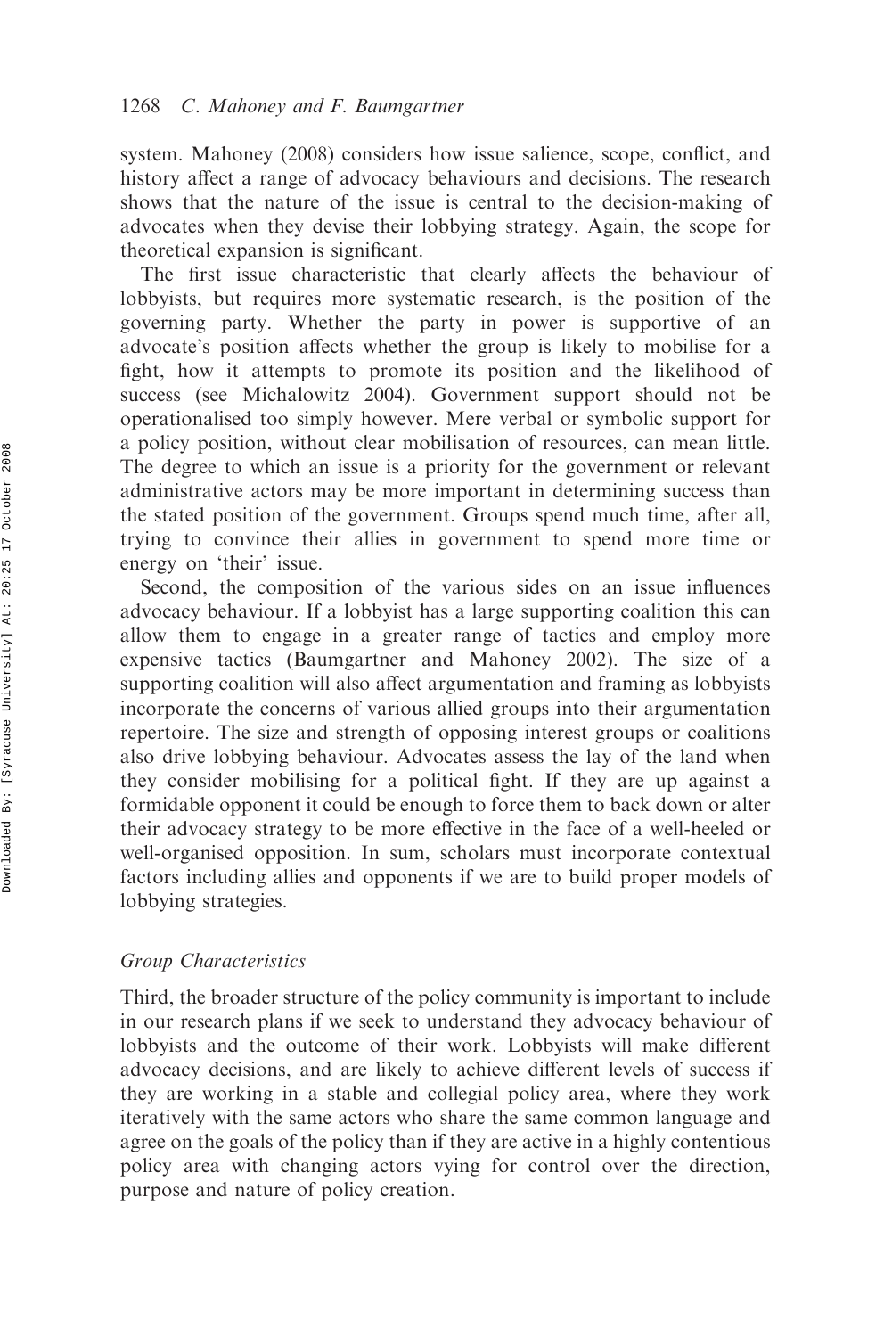system. Mahoney (2008) considers how issue salience, scope, conflict, and history affect a range of advocacy behaviours and decisions. The research shows that the nature of the issue is central to the decision-making of advocates when they devise their lobbying strategy. Again, the scope for theoretical expansion is significant.

The first issue characteristic that clearly affects the behaviour of lobbyists, but requires more systematic research, is the position of the governing party. Whether the party in power is supportive of an advocate's position affects whether the group is likely to mobilise for a fight, how it attempts to promote its position and the likelihood of success (see Michalowitz 2004). Government support should not be operationalised too simply however. Mere verbal or symbolic support for a policy position, without clear mobilisation of resources, can mean little. The degree to which an issue is a priority for the government or relevant administrative actors may be more important in determining success than the stated position of the government. Groups spend much time, after all, trying to convince their allies in government to spend more time or energy on 'their' issue.

Second, the composition of the various sides on an issue influences advocacy behaviour. If a lobbyist has a large supporting coalition this can allow them to engage in a greater range of tactics and employ more expensive tactics (Baumgartner and Mahoney 2002). The size of a supporting coalition will also affect argumentation and framing as lobbyists incorporate the concerns of various allied groups into their argumentation repertoire. The size and strength of opposing interest groups or coalitions also drive lobbying behaviour. Advocates assess the lay of the land when they consider mobilising for a political fight. If they are up against a formidable opponent it could be enough to force them to back down or alter their advocacy strategy to be more effective in the face of a well-heeled or well-organised opposition. In sum, scholars must incorporate contextual factors including allies and opponents if we are to build proper models of lobbying strategies.

### *Group Characteristics*

Third, the broader structure of the policy community is important to include in our research plans if we seek to understand they advocacy behaviour of lobbyists and the outcome of their work. Lobbyists will make different advocacy decisions, and are likely to achieve different levels of success if they are working in a stable and collegial policy area, where they work iteratively with the same actors who share the same common language and agree on the goals of the policy than if they are active in a highly contentious policy area with changing actors vying for control over the direction, purpose and nature of policy creation.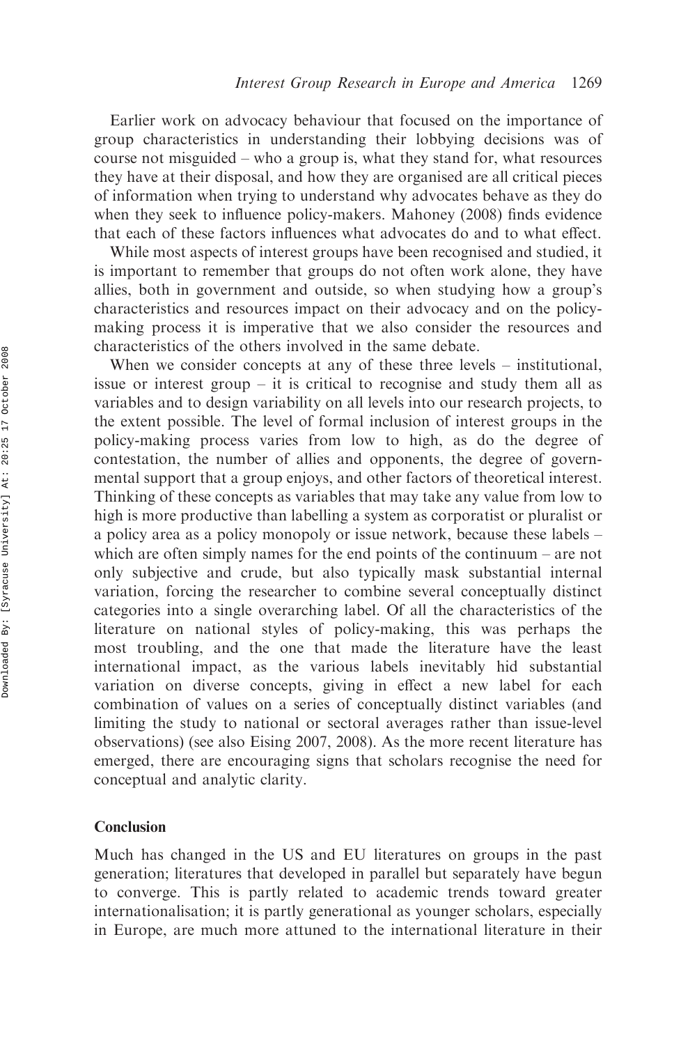Earlier work on advocacy behaviour that focused on the importance of group characteristics in understanding their lobbying decisions was of course not misguided – who a group is, what they stand for, what resources they have at their disposal, and how they are organised are all critical pieces of information when trying to understand why advocates behave as they do when they seek to influence policy-makers. Mahoney (2008) finds evidence that each of these factors influences what advocates do and to what effect.

While most aspects of interest groups have been recognised and studied, it is important to remember that groups do not often work alone, they have allies, both in government and outside, so when studying how a group's characteristics and resources impact on their advocacy and on the policy-making process it is imperative that we also consider the resources and characteristics of the others involved in the same debate.

When we consider concepts at any of these three levels – institutional, issue or interest group – it is critical to recognise and study them all as variables and to design variability on all levels into our research projects, to the extent possible. The level of formal inclusion of interest groups in the policy-making process varies from low to high, as do the degree of contestation, the number of allies and opponents, the degree of governmental support that a group enjoys, and other factors of theoretical interest. Thinking of these concepts as variables that may take any value from low to high is more productive than labelling a system as corporatist or pluralist or a policy area as a policy monopoly or issue network, because these labels – which are often simply names for the end points of the continuum – are not only subjective and crude, but also typically mask substantial internal variation, forcing the researcher to combine several conceptually distinct categories into a single overarching label. Of all the characteristics of the literature on national styles of policy-making, this was perhaps the most troubling, and the one that made the literature have the least international impact, as the various labels inevitably hid substantial variation on diverse concepts, giving in effect a new label for each combination of values on a series of conceptually distinct variables (and limiting the study to national or sectoral averages rather than issue-level observations) (see also Eising 2007, 2008). As the more recent literature has emerged, there are encouraging signs that scholars recognise the need for conceptual and analytic clarity.

## Conclusion

Much has changed in the US and EU literatures on groups in the past generation; literatures that developed in parallel but separately have begun to converge. This is partly related to academic trends toward greater internationalisation; it is partly generational as younger scholars, especially in Europe, are much more attuned to the international literature in their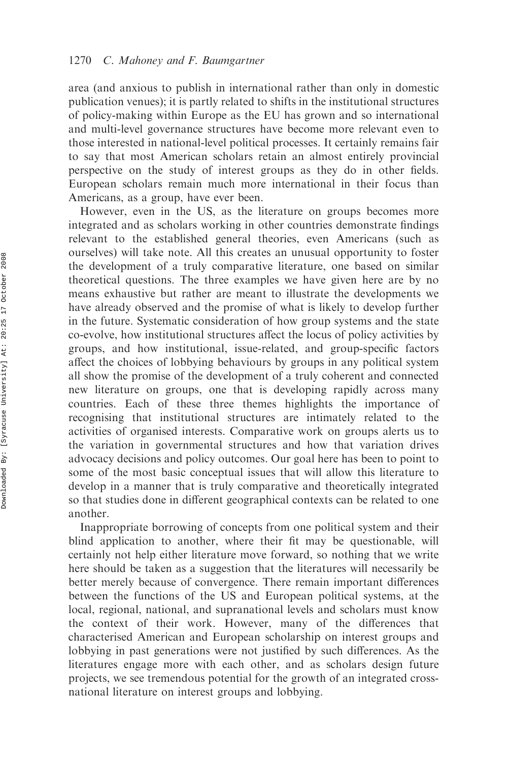area (and anxious to publish in international rather than only in domestic publication venues); it is partly related to shifts in the institutional structures of policy-making within Europe as the EU has grown and so international and multi-level governance structures have become more relevant even to those interested in national-level political processes. It certainly remains fair to say that most American scholars retain an almost entirely provincial perspective on the study of interest groups as they do in other fields. European scholars remain much more international in their focus than Americans, as a group, have ever been.

However, even in the US, as the literature on groups becomes more integrated and as scholars working in other countries demonstrate findings relevant to the established general theories, even Americans (such as ourselves) will take note. All this creates an unusual opportunity to foster the development of a truly comparative literature, one based on similar theoretical questions. The three examples we have given here are by no means exhaustive but rather are meant to illustrate the developments we have already observed and the promise of what is likely to develop further in the future. Systematic consideration of how group systems and the state co-evolve, how institutional structures affect the locus of policy activities by groups, and how institutional, issue-related, and group-specific factors affect the choices of lobbying behaviours by groups in any political system all show the promise of the development of a truly coherent and connected new literature on groups, one that is developing rapidly across many countries. Each of these three themes highlights the importance of recognising that institutional structures are intimately related to the activities of organised interests. Comparative work on groups alerts us to the variation in governmental structures and how that variation drives advocacy decisions and policy outcomes. Our goal here has been to point to some of the most basic conceptual issues that will allow this literature to develop in a manner that is truly comparative and theoretically integrated so that studies done in different geographical contexts can be related to one another.

Inappropriate borrowing of concepts from one political system and their blind application to another, where their fit may be questionable, will certainly not help either literature move forward, so nothing that we write here should be taken as a suggestion that the literatures will necessarily be better merely because of convergence. There remain important differences between the functions of the US and European political systems, at the local, regional, national, and supranational levels and scholars must know the context of their work. However, many of the differences that characterised American and European scholarship on interest groups and lobbying in past generations were not justified by such differences. As the literatures engage more with each other, and as scholars design future projects, we see tremendous potential for the growth of an integrated cross-national literature on interest groups and lobbying.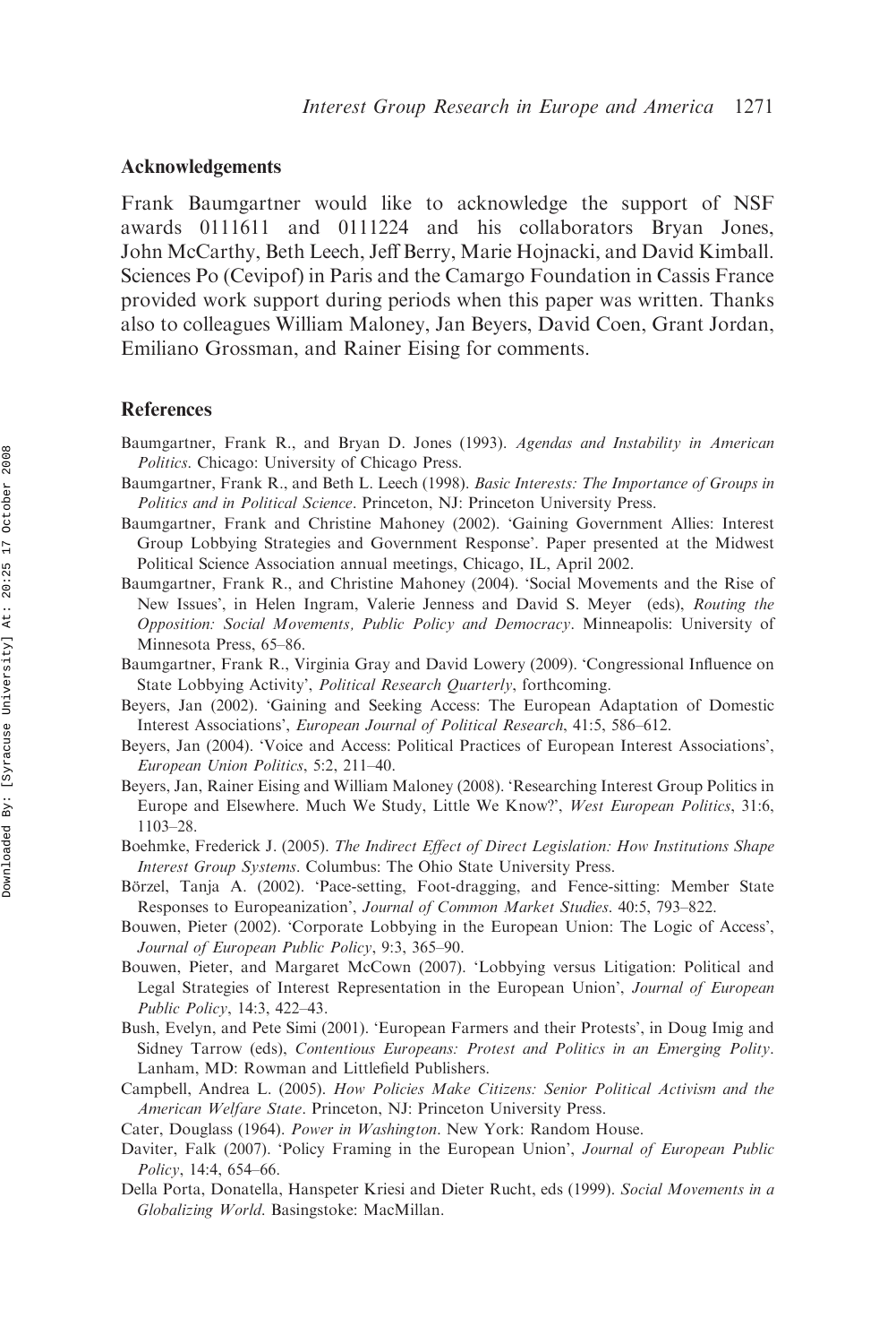## Acknowledgements

Frank Baumgartner would like to acknowledge the support of NSF awards 0111611 and 0111224 and his collaborators Bryan Jones, John McCarthy, Beth Leech, Jeff Berry, Marie Hojnacki, and David Kimball. Sciences Po (Cevipof) in Paris and the Camargo Foundation in Cassis France provided work support during periods when this paper was written. Thanks also to colleagues William Maloney, Jan Beyers, David Coen, Grant Jordan, Emiliano Grossman, and Rainer Eising for comments.

## References

Baumgartner, Frank R., and Bryan D. Jones (1993). *Agendas and Instability in American Politics*. Chicago: University of Chicago Press.

Baumgartner, Frank R., and Beth L. Leech (1998). *Basic Interests: The Importance of Groups in Politics and in Political Science*. Princeton, NJ: Princeton University Press.

Baumgartner, Frank and Christine Mahoney (2002). 'Gaining Government Allies: Interest Group Lobbying Strategies and Government Response'. Paper presented at the Midwest Political Science Association annual meetings, Chicago, IL, April 2002.

Baumgartner, Frank R., and Christine Mahoney (2004). 'Social Movements and the Rise of New Issues', in Helen Ingram, Valerie Jenness and David S. Meyer (eds), *Routing the Opposition: Social Movements, Public Policy and Democracy*. Minneapolis: University of Minnesota Press, 65–86.

Baumgartner, Frank R., Virginia Gray and David Lowery (2009). 'Congressional Influence on State Lobbying Activity', *Political Research Quarterly*, forthcoming.

Beyers, Jan (2002). 'Gaining and Seeking Access: The European Adaptation of Domestic Interest Associations', *European Journal of Political Research*, 41:5, 586–612.

Beyers, Jan (2004). 'Voice and Access: Political Practices of European Interest Associations', *European Union Politics*, 5:2, 211–40.

Beyers, Jan, Rainer Eising and William Maloney (2008). 'Researching Interest Group Politics in Europe and Elsewhere. Much We Study, Little We Know?', *West European Politics*, 31:6, 1103–28.

Boehmke, Frederick J. (2005). *The Indirect Effect of Direct Legislation: How Institutions Shape Interest Group Systems*. Columbus: The Ohio State University Press.

Börzel, Tanja A. (2002). 'Pace-setting, Foot-dragging, and Fence-sitting: Member State Responses to Europeanization', *Journal of Common Market Studies*. 40:5, 793–822.

Bouwen, Pieter (2002). 'Corporate Lobbying in the European Union: The Logic of Access', *Journal of European Public Policy*, 9:3, 365–90.

Bouwen, Pieter, and Margaret McCown (2007). 'Lobbying versus Litigation: Political and Legal Strategies of Interest Representation in the European Union', *Journal of European Public Policy*, 14:3, 422–43.

Bush, Evelyn, and Pete Simi (2001). 'European Farmers and their Protests', in Doug Imig and Sidney Tarrow (eds), *Contentious Europeans: Protest and Politics in an Emerging Polity*. Lanham, MD: Rowman and Littlefield Publishers.

Campbell, Andrea L. (2005). *How Policies Make Citizens: Senior Political Activism and the American Welfare State*. Princeton, NJ: Princeton University Press.

Cater, Douglass (1964). *Power in Washington*. New York: Random House.

Daviter, Falk (2007). 'Policy Framing in the European Union', *Journal of European Public Policy*, 14:4, 654–66.

Della Porta, Donatella, Hanspeter Kriesi and Dieter Rucht, eds (1999). *Social Movements in a Globalizing World*. Basingstoke: MacMillan.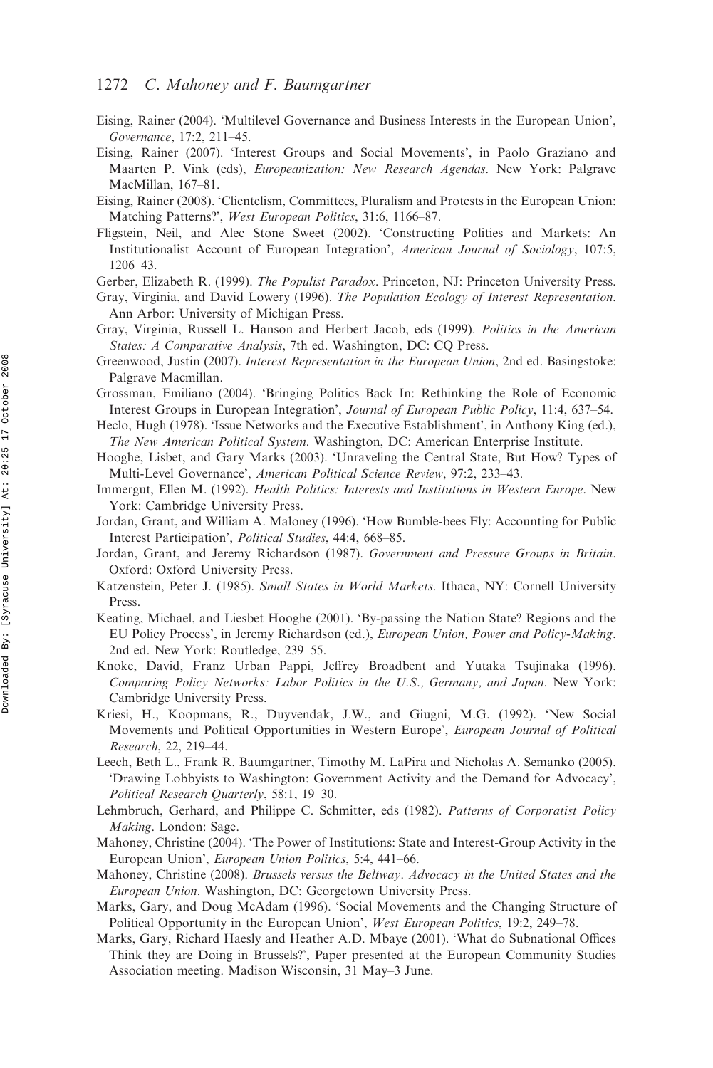Eising, Rainer (2004). 'Multilevel Governance and Business Interests in the European Union', *Governance*, 17:2, 211–45.

Eising, Rainer (2007). 'Interest Groups and Social Movements', in Paolo Graziano and Maarten P. Vink (eds), *Europeanization: New Research Agendas*. New York: Palgrave MacMillan, 167–81.

Eising, Rainer (2008). 'Clientelism, Committees, Pluralism and Protests in the European Union: Matching Patterns?', *West European Politics*, 31:6, 1166–87.

Fligstein, Neil, and Alec Stone Sweet (2002). 'Constructing Polities and Markets: An Institutionalist Account of European Integration', *American Journal of Sociology*, 107:5, 1206–43.

Gerber, Elizabeth R. (1999). *The Populist Paradox*. Princeton, NJ: Princeton University Press.

Gray, Virginia, and David Lowery (1996). *The Population Ecology of Interest Representation*. Ann Arbor: University of Michigan Press.

Gray, Virginia, Russell L. Hanson and Herbert Jacob, eds (1999). *Politics in the American States: A Comparative Analysis*, 7th ed. Washington, DC: CQ Press.

Greenwood, Justin (2007). *Interest Representation in the European Union*, 2nd ed. Basingstoke: Palgrave Macmillan.

Grossman, Emiliano (2004). 'Bringing Politics Back In: Rethinking the Role of Economic Interest Groups in European Integration', *Journal of European Public Policy*, 11:4, 637–54.

Heclo, Hugh (1978). 'Issue Networks and the Executive Establishment', in Anthony King (ed.), *The New American Political System*. Washington, DC: American Enterprise Institute.

Hooghe, Lisbet, and Gary Marks (2003). 'Unraveling the Central State, But How? Types of Multi-Level Governance', *American Political Science Review*, 97:2, 233–43.

Immergut, Ellen M. (1992). *Health Politics: Interests and Institutions in Western Europe*. New York: Cambridge University Press.

Jordan, Grant, and William A. Maloney (1996). 'How Bumble-bees Fly: Accounting for Public Interest Participation', *Political Studies*, 44:4, 668–85.

Jordan, Grant, and Jeremy Richardson (1987). *Government and Pressure Groups in Britain*. Oxford: Oxford University Press.

Katzenstein, Peter J. (1985). *Small States in World Markets*. Ithaca, NY: Cornell University Press.

Keating, Michael, and Liesbet Hooghe (2001). 'By-passing the Nation State? Regions and the EU Policy Process', in Jeremy Richardson (ed.), *European Union, Power and Policy-Making*. 2nd ed. New York: Routledge, 239–55.

Knoke, David, Franz Urban Pappi, Jeffrey Broadbent and Yutaka Tsujinaka (1996). *Comparing Policy Networks: Labor Politics in the U.S., Germany, and Japan*. New York: Cambridge University Press.

Kriesi, H., Koopmans, R., Duyvendak, J.W., and Giugni, M.G. (1992). 'New Social Movements and Political Opportunities in Western Europe', *European Journal of Political Research*, 22, 219–44.

Leech, Beth L., Frank R. Baumgartner, Timothy M. LaPira and Nicholas A. Semanko (2005). 'Drawing Lobbyists to Washington: Government Activity and the Demand for Advocacy', *Political Research Quarterly*, 58:1, 19–30.

Lehmbruch, Gerhard, and Philippe C. Schmitter, eds (1982). *Patterns of Corporatist Policy Making*. London: Sage.

Mahoney, Christine (2004). 'The Power of Institutions: State and Interest-Group Activity in the European Union', *European Union Politics*, 5:4, 441–66.

Mahoney, Christine (2008). *Brussels versus the Beltway. Advocacy in the United States and the European Union*. Washington, DC: Georgetown University Press.

Marks, Gary, and Doug McAdam (1996). 'Social Movements and the Changing Structure of Political Opportunity in the European Union', *West European Politics*, 19:2, 249–78.

Marks, Gary, Richard Haesly and Heather A.D. Mbaye (2001). 'What do Subnational Offices Think they are Doing in Brussels?', Paper presented at the European Community Studies Association meeting. Madison Wisconsin, 31 May–3 June.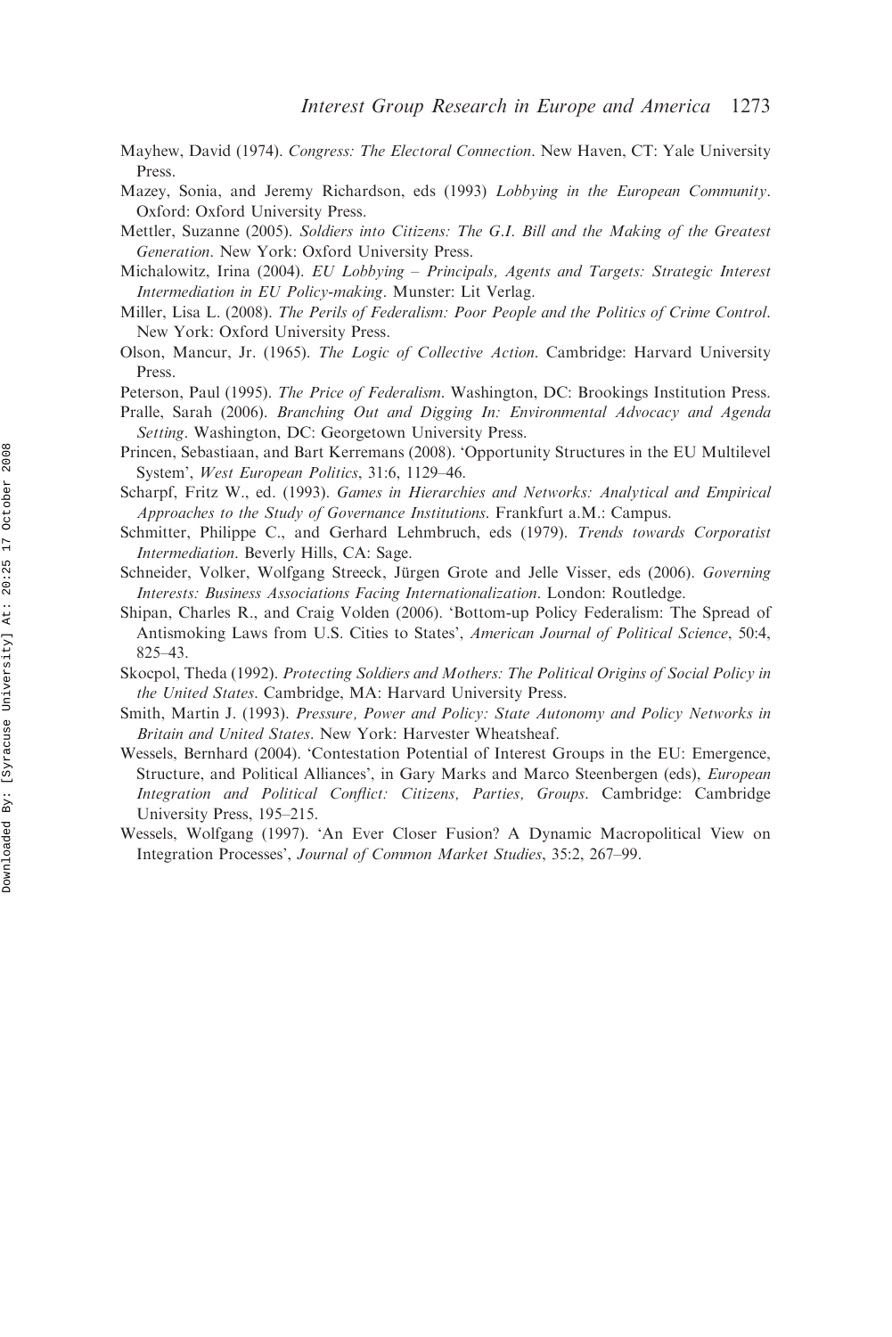Mayhew, David (1974). *Congress: The Electoral Connection*. New Haven, CT: Yale University Press.

Mazey, Sonia, and Jeremy Richardson, eds (1993) *Lobbying in the European Community*. Oxford: Oxford University Press.

Mettler, Suzanne (2005). *Soldiers into Citizens: The G.I. Bill and the Making of the Greatest Generation*. New York: Oxford University Press.

Michalowitz, Irina (2004). *EU Lobbying – Principals, Agents and Targets: Strategic Interest Intermediation in EU Policy-making*. Munster: Lit Verlag.

Miller, Lisa L. (2008). *The Perils of Federalism: Poor People and the Politics of Crime Control*. New York: Oxford University Press.

Olson, Mancur, Jr. (1965). *The Logic of Collective Action*. Cambridge: Harvard University Press.

Peterson, Paul (1995). *The Price of Federalism*. Washington, DC: Brookings Institution Press.

Pralle, Sarah (2006). *Branching Out and Digging In: Environmental Advocacy and Agenda Setting*. Washington, DC: Georgetown University Press.

Princen, Sebastiaan, and Bart Kerremans (2008). 'Opportunity Structures in the EU Multilevel System', *West European Politics*, 31:6, 1129–46.

Scharpf, Fritz W., ed. (1993). *Games in Hierarchies and Networks: Analytical and Empirical Approaches to the Study of Governance Institutions*. Frankfurt a.M.: Campus.

Schmitter, Philippe C., and Gerhard Lehmbruch, eds (1979). *Trends towards Corporatist Intermediation*. Beverly Hills, CA: Sage.

Schneider, Volker, Wolfgang Streeck, Jürgen Grote and Jelle Visser, eds (2006). *Governing Interests: Business Associations Facing Internationalization*. London: Routledge.

Shipan, Charles R., and Craig Volden (2006). 'Bottom-up Policy Federalism: The Spread of Antismoking Laws from U.S. Cities to States', *American Journal of Political Science*, 50:4, 825–43.

Skocpol, Theda (1992). *Protecting Soldiers and Mothers: The Political Origins of Social Policy in the United States*. Cambridge, MA: Harvard University Press.

Smith, Martin J. (1993). *Pressure, Power and Policy: State Autonomy and Policy Networks in Britain and United States*. New York: Harvester Wheatsheaf.

Wessels, Bernhard (2004). 'Contestation Potential of Interest Groups in the EU: Emergence, Structure, and Political Alliances', in Gary Marks and Marco Steenbergen (eds), *European Integration and Political Conflict: Citizens, Parties, Groups*. Cambridge: Cambridge University Press, 195–215.

Wessels, Wolfgang (1997). 'An Ever Closer Fusion? A Dynamic Macropolitical View on Integration Processes', *Journal of Common Market Studies*, 35:2, 267–99.